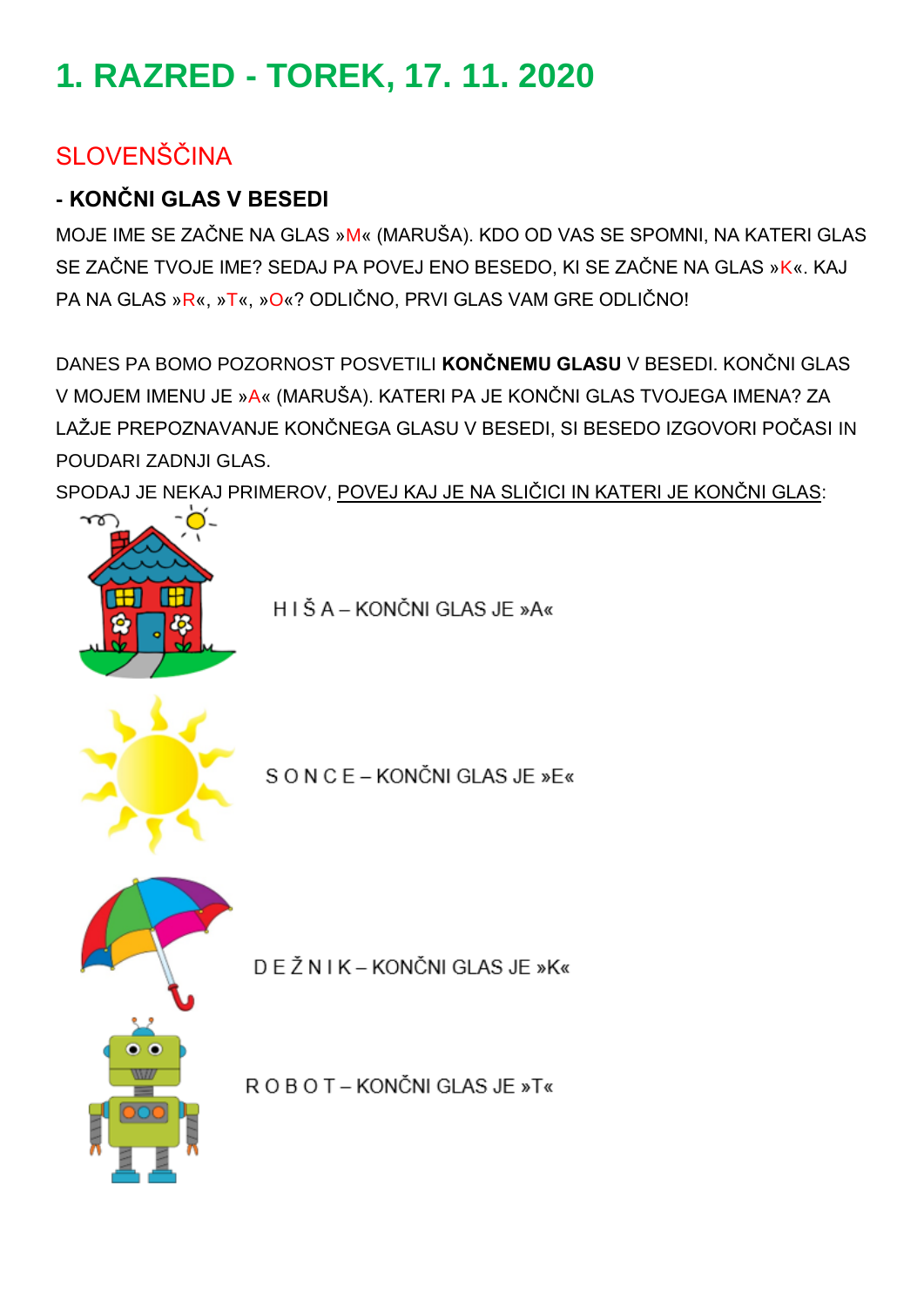# 1. RAZRED - TOREK, 17. 11. 2020

## SLOVENŠČINA

### - KONČNI GLAS V BESEDI

MOJE IME SE ZAČNE NA GLAS »M« (MARUŠA). KDO OD VAS SE SPOMNI, NA KATERI GLAS SE ZAČNE TVOJE IME? SEDAJ PA POVEJ ENO BESEDO, KI SE ZAČNE NA GLAS »K«. KAJ PA NA GLAS »R«, »T«, »O«? ODLIČNO, PRVI GLAS VAM GRE ODLIČNO!

DANES PA BOMO POZORNOST POSVETILI **KONČNEMU GLASU** V BESEDI. KONČNI GLAS V MOJEM IMENU JE »A« (MARUŠA). KATERI PA JE KONČNI GLAS TVOJEGA IMENA? ZA LAŽJE PREPOZNAVANJE KONČNEGA GLASU V BESEDI, SI BESEDO IZGOVORI POČASI IN POUDARI ZADNJI GLAS.

SPODAJ JE NEKAJ PRIMEROV, POVEJ KAJ JE NA SLIČICI IN KATERI JE KONČNI GLAS:

H I Š A – KONČNI GLAS JE »A«

S O N C E – KONČNI GLAS JE »E«

D E Ž N I K – KONČNI GLAS JE »K«

R O B O T – KONČNI GLAS JE »T«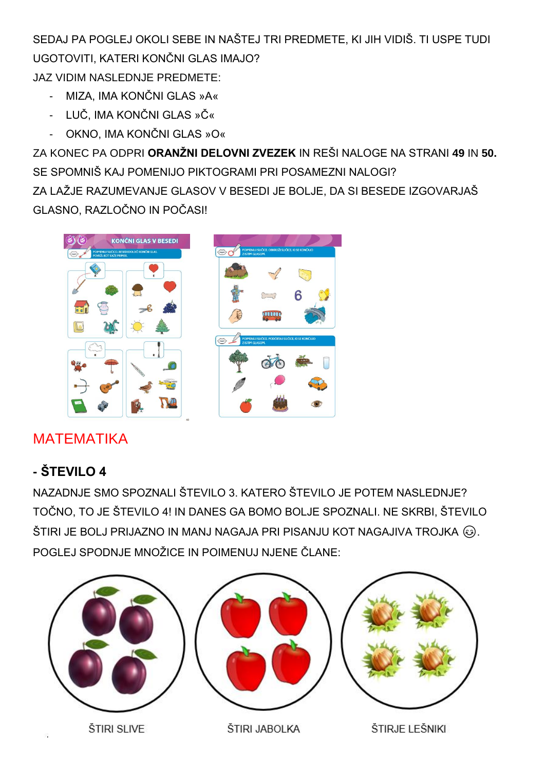SEDAJ PA POGLEJ OKOLI SEBE IN NAŠTEJ TRI PREDMETE, KI JIH VIDIŠ. TI USPE TUDI UGOTOVITI, KATERI KONČNI GLAS IMAJO?

JAZ VIDIM NASLEDNJE PREDMETE:

- MIZA, IMA KONČNI GLAS »A«
- LUČ, IMA KONČNI GLAS »Č«
- OKNO, IMA KONČNI GLAS »O«

ZA KONEC PA ODPRI **ORANŽNI DELOVNI ZVEZEK** IN REŠI NALOGE NA STRANI **49** IN **50.**

SE SPOMNIŠ KAJ POMENIJO PIKTOGRAMI PRI POSAMEZNI NALOGI?

ZA LAŽJE RAZUMEVANJE GLASOV V BESEDI JE BOLJE, DA SI BESEDE IZGOVARJAŠ GLASNO, RAZLOČNO IN POČASI!

## MATEMATIKA

### - ŠTEVILO 4

NAZADNJE SMO SPOZNALI ŠTEVILO 3. KATERO ŠTEVILO JE POTEM NASLEDNJE? TOČNO, TO JE ŠTEVILO 4! IN DANES GA BOMO BOLJE SPOZNALI. NE SKRBI, ŠTEVILO ŠTIRI JE BOLJ PRIJAZNO IN MANJ NAGAJA PRI PISANJU KOT NAGAJIVA TROJKA 😉.

POGLEJ SPODNJE MNOŽICE IN POIMENUJ NJENE ČLANE:

ŠTIRI SLIVE

ŠTIRI JABOLKA

ŠTIRJE LEŠNIKI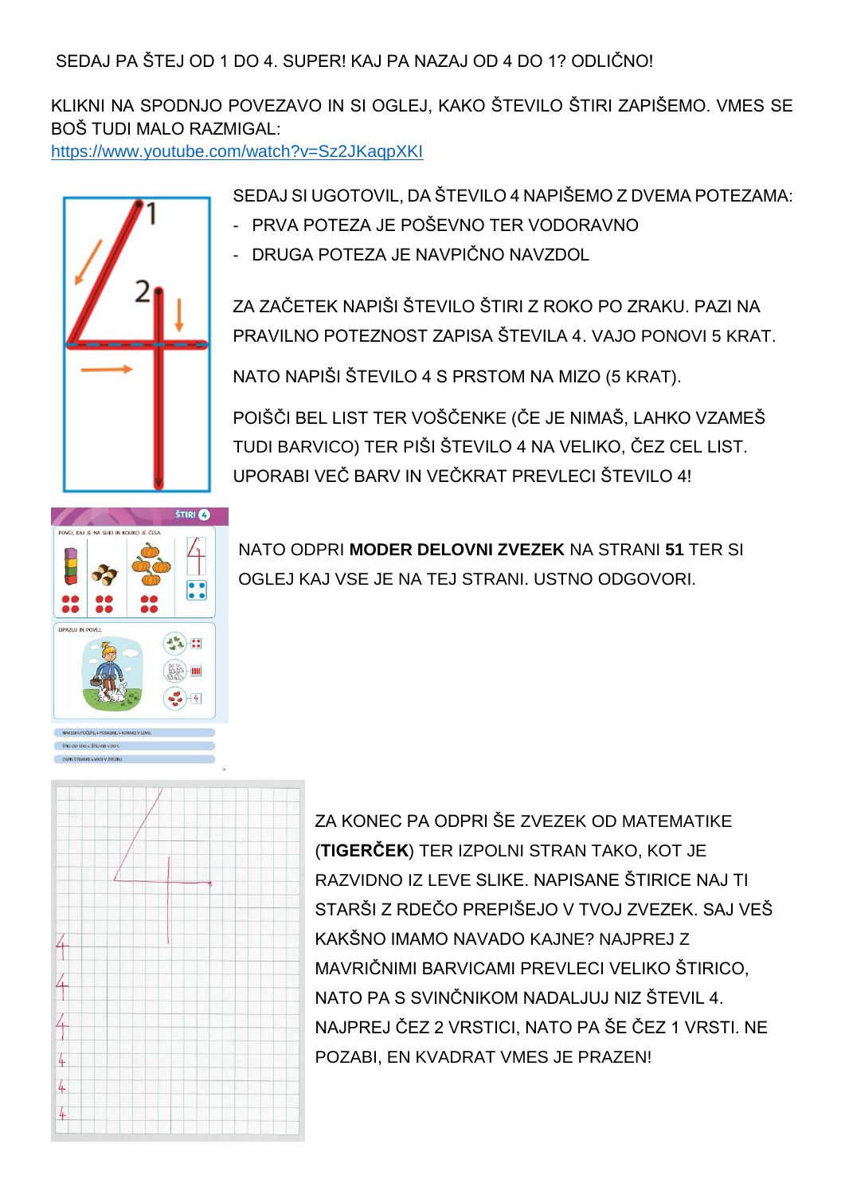SEDAJ PA ŠTEJ OD 1 DO 4. SUPER! KAJ PA NAZAJ OD 4 DO 1? ODLIČNO!

KLIKNI NA SPODNJO POVEZAVO IN SI OGLEJ, KAKO ŠTEVILO ŠTIRI ZAPIŠEMO. VMES SE BOŠ TUDI MALO RAZMIGAL:
https://www.youtube.com/watch?v=Sz2JKaqpXKI

SEDAJ SI UGOTOVIL, DA ŠTEVILO 4 NAPIŠEMO Z DVEMA POTEZAMA:

- PRVA POTEZA JE POŠEVNO TER VODORAVNO
- DRUGA POTEZA JE NAVPIČNO NAVZDOL

ZA ZAČETEK NAPIŠI ŠTEVILO ŠTIRI Z ROKO PO ZRAKU. PAZI NA PRAVILNO POTEZNOST ZAPISA ŠTEVILA 4. VAJO PONOVI 5 KRAT.

NATO NAPIŠI ŠTEVILO 4 S PRSTOM NA MIZO (5 KRAT).

POIŠČI BEL LIST TER VOŠČENKE (ČE JE NIMAŠ, LAHKO VZAMEŠ TUDI BARVICO) TER PIŠI ŠTEVILO 4 NA VELIKO, ČEZ CEL LIST. UPORABI VEČ BARV IN VEČKRAT PREVLECI ŠTEVILO 4!

NATO ODPRI **MODER DELOVNI ZVEZEK** NA STRANI **51** TER SI OGLEJ KAJ VSE JE NA TEJ STRANI. USTNO ODGOVORI.

ZA KONEC PA ODPRI ŠE ZVEZEK OD MATEMATIKE (**TIGERČEK**) TER IZPOLNI STRAN TAKO, KOT JE RAZVIDNO IZ LEVE SLIKE. NAPISANE ŠTIRICE NAJ TI STARŠI Z RDEČO PREPIŠEJO V TVOJ ZVEZEK. SAJ VEŠ KAKŠNO IMAMO NAVADO KAJNE? NAJPREJ Z MAVRIČNIMI BARVICAMI PREVLECI VELIKO ŠTIRICO, NATO PA S SVINČNIKOM NADALJUJ NIZ ŠTEVIL 4. NAJPREJ ČEZ 2 VRSTICI, NATO PA ŠE ČEZ 1 VRSTI. NE POZABI, EN KVADRAT VMES JE PRAZEN!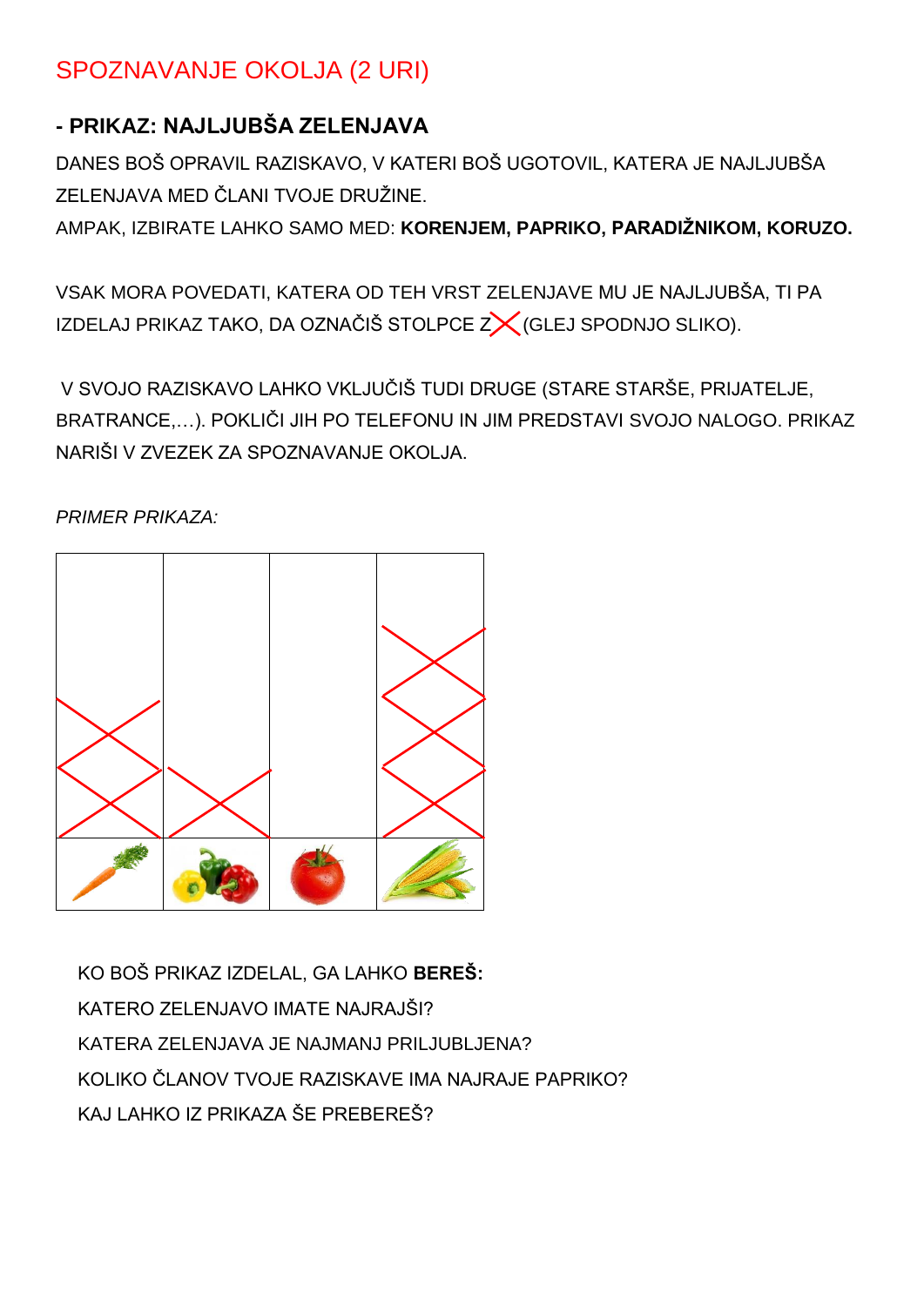# SPOZNAVANJE OKOLJA (2 URI)

## - PRIKAZ: NAJLJUBŠA ZELENJAVA

DANES BOŠ OPRAVIL RAZISKAVO, V KATERI BOŠ UGOTOVIL, KATERA JE NAJLJUBŠA ZELENJAVA MED ČLANI TVOJE DRUŽINE.

AMPAK, IZBIRATE LAHKO SAMO MED: **KORENJEM, PAPRIKO, PARADIŽNIKOM, KORUZO.**

VSAK MORA POVEDATI, KATERA OD TEH VRST ZELENJAVE MU JE NAJLJUBŠA, TI PA IZDELAJ PRIKAZ TAKO, DA OZNAČIŠ STOLPCE Z ✕ (GLEJ SPODNJO SLIKO).

V SVOJO RAZISKAVO LAHKO VKLJUČIŠ TUDI DRUGE (STARE STARŠE, PRIJATELJE, BRATRANCE,…). POKLIČI JIH PO TELEFONU IN JIM PREDSTAVI SVOJO NALOGO. PRIKAZ NARIŠI V ZVEZEK ZA SPOZNAVANJE OKOLJA.

*PRIMER PRIKAZA:*

KO BOŠ PRIKAZ IZDELAL, GA LAHKO **BEREŠ:**

KATERO ZELENJAVO IMATE NAJRAJŠI?

KATERA ZELENJAVA JE NAJMANJ PRILJUBLJENA?

KOLIKO ČLANOV TVOJE RAZISKAVE IMA NAJRAJE PAPRIKO?

KAJ LAHKO IZ PRIKAZA ŠE PREBEREŠ?